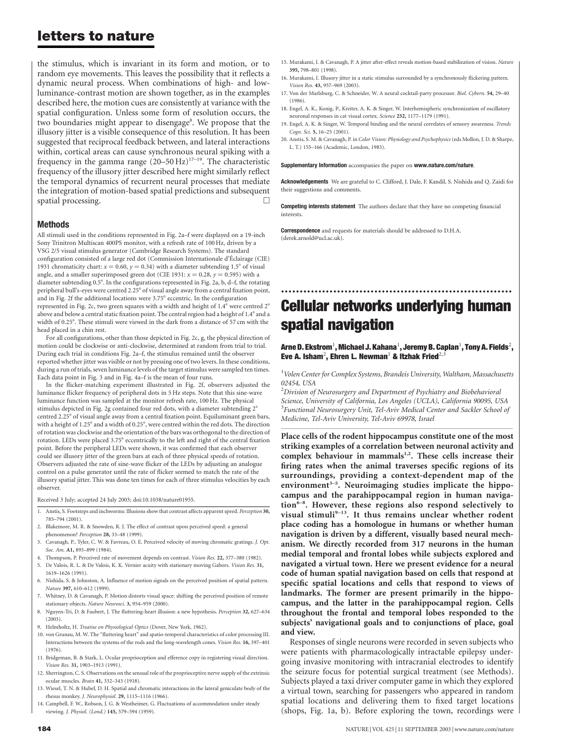the stimulus, which is invariant in its form and motion, or to random eye movements. This leaves the possibility that it reflects a dynamic neural process. When combinations of high- and low-luminance-contrast motion are shown together, as in the examples described here, the motion cues are consistently at variance with the spatial configuration. Unless some form of resolution occurs, the two boundaries might appear to disengage[8]. We propose that the illusory jitter is a visible consequence of this resolution. It has been suggested that reciprocal feedback between, and lateral interactions within, cortical areas can cause synchronous neural spiking with a frequency in the gamma range (20–50 Hz)[17–19]. The characteristic frequency of the illusory jitter described here might similarly reflect the temporal dynamics of recurrent neural processes that mediate the integration of motion-based spatial predictions and subsequent spatial processing. □

## Methods

All stimuli used in the conditions represented in Fig. 2a–f were displayed on a 19-inch Sony Trinitron Multiscan 400PS monitor, with a refresh rate of 100 Hz, driven by a VSG 2/5 visual stimulus generator (Cambridge Research Systems). The standard configuration consisted of a large red dot (Commission Internationale d'Éclairage (CIE) 1931 chromaticity chart: $x = 0.60$, $y = 0.34$) with a diameter subtending 1.5° of visual angle, and a smaller superimposed green dot (CIE 1931: $x = 0.28$, $y = 0.595$) with a diameter subtending 0.5°. In the configurations represented in Fig. 2a, b, d–f, the rotating peripheral bull's-eyes were centred 2.25° of visual angle away from a central fixation point, and in Fig. 2f the additional locations were 3.75° eccentric. In the configuration represented in Fig. 2c, two green squares with a width and height of 1.4° were centred 2° above and below a central static fixation point. The central region had a height of 1.4° and a width of 0.25°. These stimuli were viewed in the dark from a distance of 57 cm with the head placed in a chin rest.

For all configurations, other than those depicted in Fig. 2c, g, the physical direction of motion could be clockwise or anti-clockwise, determined at random from trial to trial. During each trial in conditions Fig. 2a–f, the stimulus remained until the observer reported whether jitter was visible or not by pressing one of two levers. In these conditions, during a run of trials, seven luminance levels of the target stimulus were sampled ten times. Each data point in Fig. 3 and in Fig. 4a–f is the mean of four runs.

In the flicker-matching experiment illustrated in Fig. 2f, observers adjusted the luminance flicker frequency of peripheral dots in 5 Hz steps. Note that this sine-wave luminance function was sampled at the monitor refresh rate, 100 Hz. The physical stimulus depicted in Fig. 2g contained four red dots, with a diameter subtending 2° centred 2.25° of visual angle away from a central fixation point. Equiluminant green bars, with a height of 1.25° and a width of 0.25°, were centred within the red dots. The direction of rotation was clockwise and the orientation of the bars was orthogonal to the direction of rotation. LEDs were placed 3.75° eccentrically to the left and right of the central fixation point. Before the peripheral LEDs were shown, it was confirmed that each observer could see illusory jitter of the green bars at each of three physical speeds of rotation. Observers adjusted the rate of sine-wave flicker of the LEDs by adjusting an analogue control on a pulse generator until the rate of flicker seemed to match the rate of the illusory spatial jitter. This was done ten times for each of three stimulus velocities by each observer.

Received 3 July; accepted 24 July 2003; doi:10.1038/nature01955.

1. Anstis, S. Footsteps and inchworms: Illusions show that contrast affects apparent speed. *Perception* **30,** 785–794 (2001).
2. Blakemore, M. R. & Snowden, R. J. The effect of contrast upon perceived speed: a general phenomenon? *Perception* **28,** 33–48 (1999).
3. Cavanagh, P., Tyler, C. W. & Favreau, O. E. Perceived velocity of moving chromatic gratings. *J. Opt. Soc. Am.* **A1,** 893–899 (1984).
4. Thompson, P. Perceived rate of movement depends on contrast. *Vision Res.* **22,** 377–380 (1982).
5. De Valois, R. L. & De Valois, K. K. Vernier acuity with stationary moving Gabors. *Vision Res.* **31,** 1619–1626 (1991).
6. Nishida, S. & Johnston, A. Influence of motion signals on the perceived position of spatial pattern. *Nature* **397,** 610–612 (1999).
7. Whitney, D. & Cavanagh, P. Motion distorts visual space: shifting the perceived position of remote stationary objects. *Nature Neurosci.* **3,** 954–959 (2000).
8. Nguyen-Tri, D. & Faubert, J. The fluttering-heart illusion: a new hypothesis. *Perception* **32,** 627–634 (2003).
9. Helmholtz, H. *Treatise on Physiological Optics* (Dover, New York, 1962).
10. von Grunau, M. W. The "fluttering heart" and spatio-temporal characteristics of color processing III. Interactions between the systems of the rods and the long-wavelength cones. *Vision Res.* **16,** 397–401 (1976).
11. Bridgeman, B. & Stark, L. Ocular proprioception and efference copy in registering visual direction. *Vision Res.* **31,** 1903–1913 (1991).
12. Sherrington, C. S. Observations on the sensual role of the proprioceptive nerve supply of the extrinsic ocular muscles. *Brain* **41,** 332–343 (1918).
13. Wiesel, T. N. & Hubel, D. H. Spatial and chromatic interactions in the lateral geniculate body of the rhesus monkey. *J. Neurophysiol.* **29,** 1115–1116 (1966).
14. Campbell, F. W., Robson, J. G. & Westheimer, G. Fluctuations of accommodation under steady viewing. *J. Physiol. (Lond.)* **145,** 579–594 (1959).
15. Murakami, I. & Cavanagh, P. A jitter after-effect reveals motion-based stabilization of vision. *Nature* **395,** 798–801 (1998).
16. Murakami, I. Illusory jitter in a static stimulus surrounded by a synchronously flickering pattern. *Vision Res.* **43,** 957–969 (2003).
17. Von der Marlsburg, C. & Schneider, W. A neural cocktail-party processor. *Biol. Cybern.* **54,** 29–40 (1986).
18. Engel, A. K., Konig, P., Kreiter, A. K. & Singer, W. Interhemispheric synchronization of oscillatory neuronal responses in cat visual cortex. *Science* **252,** 1177–1179 (1991).
19. Engel, A. K. & Singer, W. Temporal binding and the neural correlates of sensory awareness. *Trends Cogn. Sci.* **5,** 16–25 (2001).
20. Anstis, S. M. & Cavanagh, P. in *Color Vision: Physiology and Psychophysics* (eds Mollon, J. D. & Sharpe, L. T.) 155–166 (Academic, London, 1983).

**Supplementary Information** accompanies the paper on **www.nature.com/nature**.

**Acknowledgements** We are grateful to C. Clifford, J. Dale, F. Kandil, S. Nishida and Q. Zaidi for their suggestions and comments.

**Competing interests statement** The authors declare that they have no competing financial interests.

**Correspondence** and requests for materials should be addressed to D.H.A. (derek.arnold@ucl.ac.uk).

# Cellular networks underlying human spatial navigation

**Arne D. Ekstrom[1], Michael J. Kahana[1], Jeremy B. Caplan[1], Tony A. Fields[2], Eve A. Isham[2], Ehren L. Newman[1] & Itzhak Fried[2,3]**

[1]*Volen Center for Complex Systems, Brandeis University, Waltham, Massachusetts 02454, USA*
[2]*Division of Neurosurgery and Department of Psychiatry and Biobehavioral Science, University of California, Los Angeles (UCLA), California 90095, USA*
[3]*Functional Neurosurgery Unit, Tel-Aviv Medical Center and Sackler School of Medicine, Tel-Aviv University, Tel-Aviv 69978, Israel*

**Place cells of the rodent hippocampus constitute one of the most striking examples of a correlation between neuronal activity and complex behaviour in mammals[1,2]. These cells increase their firing rates when the animal traverses specific regions of its surroundings, providing a context-dependent map of the environment[3–5]. Neuroimaging studies implicate the hippocampus and the parahippocampal region in human navigation[6–8]. However, these regions also respond selectively to visual stimuli[9–13]. It thus remains unclear whether rodent place coding has a homologue in humans or whether human navigation is driven by a different, visually based neural mechanism. We directly recorded from 317 neurons in the human medial temporal and frontal lobes while subjects explored and navigated a virtual town. Here we present evidence for a neural code of human spatial navigation based on cells that respond at specific spatial locations and cells that respond to views of landmarks. The former are present primarily in the hippocampus, and the latter in the parahippocampal region. Cells throughout the frontal and temporal lobes responded to the subjects' navigational goals and to conjunctions of place, goal and view.**

Responses of single neurons were recorded in seven subjects who were patients with pharmacologically intractable epilepsy undergoing invasive monitoring with intracranial electrodes to identify the seizure focus for potential surgical treatment (see Methods). Subjects played a taxi driver computer game in which they explored a virtual town, searching for passengers who appeared in random spatial locations and delivering them to fixed target locations (shops, Fig. 1a, b). Before exploring the town, recordings were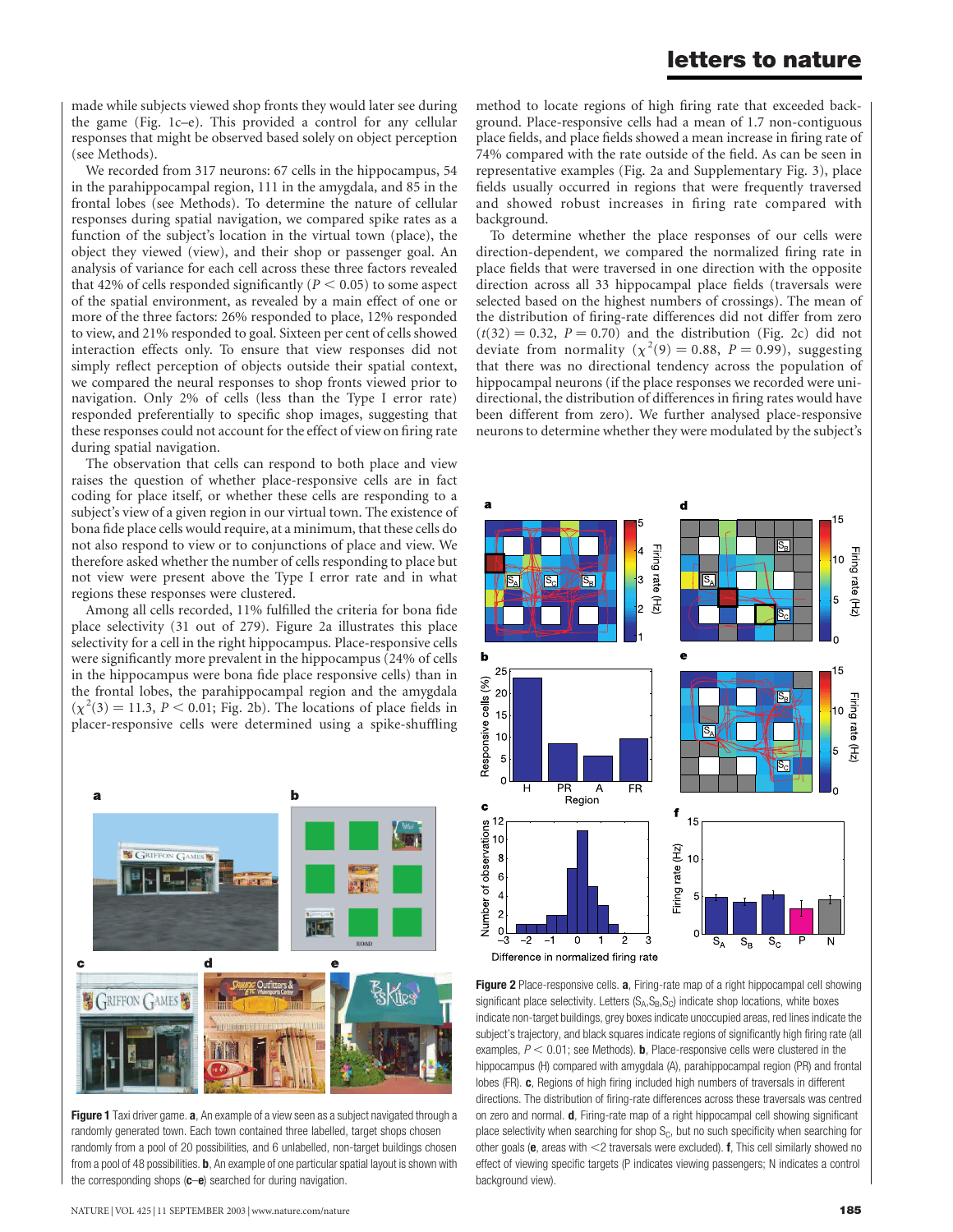made while subjects viewed shop fronts they would later see during the game (Fig. 1c–e). This provided a control for any cellular responses that might be observed based solely on object perception (see Methods).

We recorded from 317 neurons: 67 cells in the hippocampus, 54 in the parahippocampal region, 111 in the amygdala, and 85 in the frontal lobes (see Methods). To determine the nature of cellular responses during spatial navigation, we compared spike rates as a function of the subject's location in the virtual town (place), the object they viewed (view), and their shop or passenger goal. An analysis of variance for each cell across these three factors revealed that 42% of cells responded significantly ($P < 0.05$) to some aspect of the spatial environment, as revealed by a main effect of one or more of the three factors: 26% responded to place, 12% responded to view, and 21% responded to goal. Sixteen per cent of cells showed interaction effects only. To ensure that view responses did not simply reflect perception of objects outside their spatial context, we compared the neural responses to shop fronts viewed prior to navigation. Only 2% of cells (less than the Type I error rate) responded preferentially to specific shop images, suggesting that these responses could not account for the effect of view on firing rate during spatial navigation.

The observation that cells can respond to both place and view raises the question of whether place-responsive cells are in fact coding for place itself, or whether these cells are responding to a subject's view of a given region in our virtual town. The existence of bona fide place cells would require, at a minimum, that these cells do not also respond to view or to conjunctions of place and view. We therefore asked whether the number of cells responding to place but not view were present above the Type I error rate and in what regions these responses were clustered.

Among all cells recorded, 11% fulfilled the criteria for bona fide place selectivity (31 out of 279). Figure 2a illustrates this place selectivity for a cell in the right hippocampus. Place-responsive cells were significantly more prevalent in the hippocampus (24% of cells in the hippocampus were bona fide place responsive cells) than in the frontal lobes, the parahippocampal region and the amygdala ($\chi^2(3) = 11.3$, $P < 0.01$; Fig. 2b). The locations of place fields in placer-responsive cells were determined using a spike-shuffling method to locate regions of high firing rate that exceeded background. Place-responsive cells had a mean of 1.7 non-contiguous place fields, and place fields showed a mean increase in firing rate of 74% compared with the rate outside of the field. As can be seen in representative examples (Fig. 2a and Supplementary Fig. 3), place fields usually occurred in regions that were frequently traversed and showed robust increases in firing rate compared with background.

To determine whether the place responses of our cells were direction-dependent, we compared the normalized firing rate in place fields that were traversed in one direction with the opposite direction across all 33 hippocampal place fields (traversals were selected based on the highest numbers of crossings). The mean of the distribution of firing-rate differences did not differ from zero ($t(32) = 0.32$, $P = 0.70$) and the distribution (Fig. 2c) did not deviate from normality ($\chi^2(9) = 0.88$, $P = 0.99$), suggesting that there was no directional tendency across the population of hippocampal neurons (if the place responses we recorded were unidirectional, the distribution of differences in firing rates would have been different from zero). We further analysed place-responsive neurons to determine whether they were modulated by the subject's

**Figure 1** Taxi driver game. **a**, An example of a view seen as a subject navigated through a randomly generated town. Each town contained three labelled, target shops chosen randomly from a pool of 20 possibilities, and 6 unlabelled, non-target buildings chosen from a pool of 48 possibilities. **b**, An example of one particular spatial layout is shown with the corresponding shops (**c**–**e**) searched for during navigation.

**Figure 2** Place-responsive cells. **a**, Firing-rate map of a right hippocampal cell showing significant place selectivity. Letters ($S_A$,$S_B$,$S_C$) indicate shop locations, white boxes indicate non-target buildings, grey boxes indicate unoccupied areas, red lines indicate the subject's trajectory, and black squares indicate regions of significantly high firing rate (all examples, $P < 0.01$; see Methods). **b**, Place-responsive cells were clustered in the hippocampus (H) compared with amygdala (A), parahippocampal region (PR) and frontal lobes (FR). **c**, Regions of high firing included high numbers of traversals in different directions. The distribution of firing-rate differences across these traversals was centred on zero and normal. **d**, Firing-rate map of a right hippocampal cell showing significant place selectivity when searching for shop $S_C$, but no such specificity when searching for other goals (**e**, areas with <2 traversals were excluded). **f**, This cell similarly showed no effect of viewing specific targets (P indicates viewing passengers; N indicates a control background view).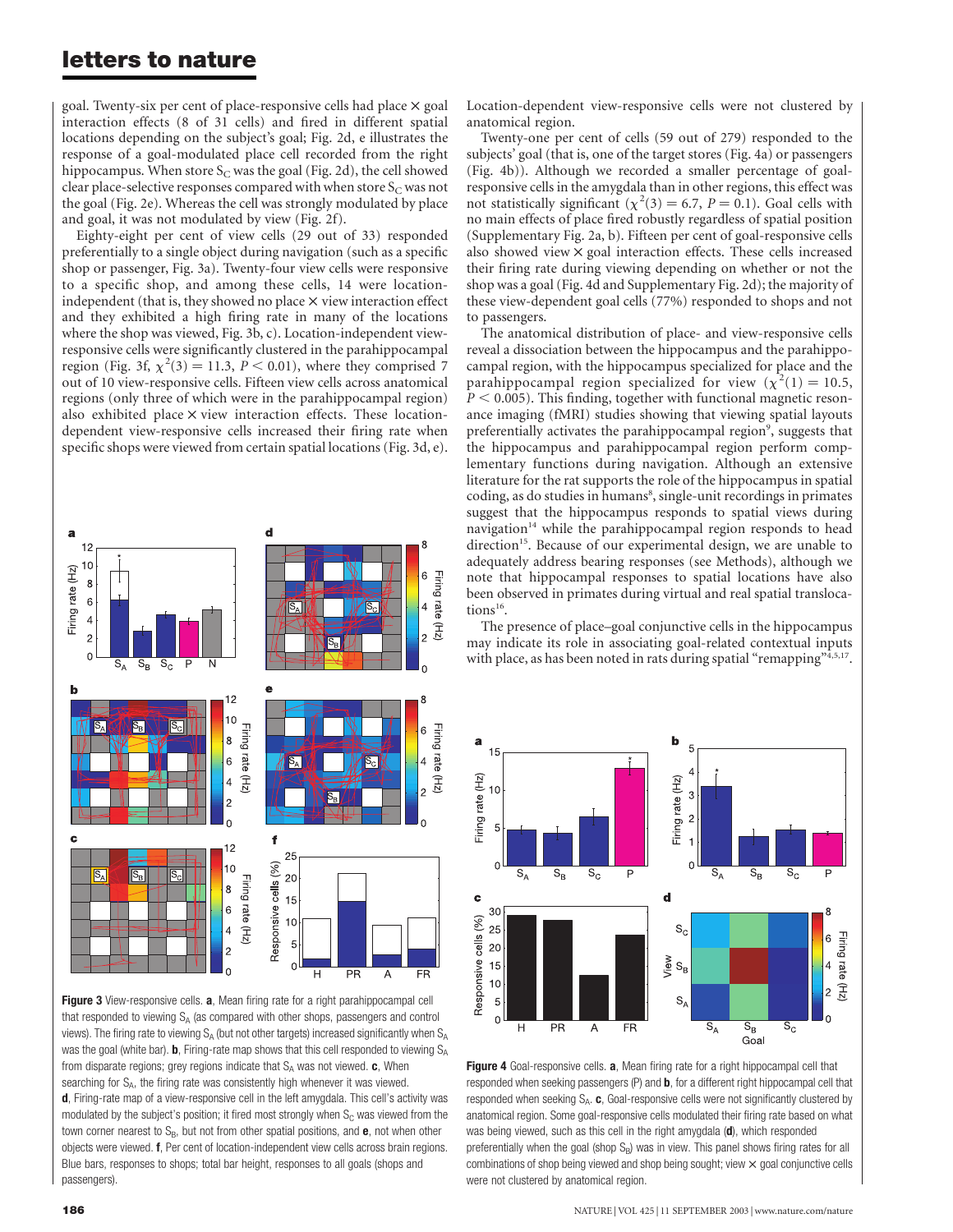goal. Twenty-six per cent of place-responsive cells had place × goal interaction effects (8 of 31 cells) and fired in different spatial locations depending on the subject's goal; Fig. 2d, e illustrates the response of a goal-modulated place cell recorded from the right hippocampus. When store $S_C$ was the goal (Fig. 2d), the cell showed clear place-selective responses compared with when store $S_C$ was not the goal (Fig. 2e). Whereas the cell was strongly modulated by place and goal, it was not modulated by view (Fig. 2f).

Eighty-eight per cent of view cells (29 out of 33) responded preferentially to a single object during navigation (such as a specific shop or passenger, Fig. 3a). Twenty-four view cells were responsive to a specific shop, and among these cells, 14 were location-independent (that is, they showed no place × view interaction effect and they exhibited a high firing rate in many of the locations where the shop was viewed, Fig. 3b, c). Location-independent view-responsive cells were significantly clustered in the parahippocampal region (Fig. 3f, $\chi^2(3) = 11.3$, $P < 0.01$), where they comprised 7 out of 10 view-responsive cells. Fifteen view cells across anatomical regions (only three of which were in the parahippocampal region) also exhibited place × view interaction effects. These location-dependent view-responsive cells increased their firing rate when specific shops were viewed from certain spatial locations (Fig. 3d, e).

**Figure 3** View-responsive cells. **a**, Mean firing rate for a right parahippocampal cell that responded to viewing $S_A$ (as compared with other shops, passengers and control views). The firing rate to viewing $S_A$ (but not other targets) increased significantly when $S_A$ was the goal (white bar). **b**, Firing-rate map shows that this cell responded to viewing $S_A$ from disparate regions; grey regions indicate that $S_A$ was not viewed. **c**, When searching for $S_A$, the firing rate was consistently high whenever it was viewed. **d**, Firing-rate map of a view-responsive cell in the left amygdala. This cell's activity was modulated by the subject's position; it fired most strongly when $S_C$ was viewed from the town corner nearest to $S_B$, but not from other spatial positions, and **e**, not when other objects were viewed. **f**, Per cent of location-independent view cells across brain regions. Blue bars, responses to shops; total bar height, responses to all goals (shops and passengers).

Location-dependent view-responsive cells were not clustered by anatomical region.

Twenty-one per cent of cells (59 out of 279) responded to the subjects' goal (that is, one of the target stores (Fig. 4a) or passengers (Fig. 4b)). Although we recorded a smaller percentage of goal-responsive cells in the amygdala than in other regions, this effect was not statistically significant ($\chi^2(3) = 6.7$, $P = 0.1$). Goal cells with no main effects of place fired robustly regardless of spatial position (Supplementary Fig. 2a, b). Fifteen per cent of goal-responsive cells also showed view × goal interaction effects. These cells increased their firing rate during viewing depending on whether or not the shop was a goal (Fig. 4d and Supplementary Fig. 2d); the majority of these view-dependent goal cells (77%) responded to shops and not to passengers.

The anatomical distribution of place- and view-responsive cells reveal a dissociation between the hippocampus and the parahippocampal region, with the hippocampus specialized for place and the parahippocampal region specialized for view ($\chi^2(1) = 10.5$, $P < 0.005$). This finding, together with functional magnetic resonance imaging (fMRI) studies showing that viewing spatial layouts preferentially activates the parahippocampal region[9], suggests that the hippocampus and parahippocampal region perform complementary functions during navigation. Although an extensive literature for the rat supports the role of the hippocampus in spatial coding, as do studies in humans[8], single-unit recordings in primates suggest that the hippocampus responds to spatial views during navigation[14] while the parahippocampal region responds to head direction[15]. Because of our experimental design, we are unable to adequately address bearing responses (see Methods), although we note that hippocampal responses to spatial locations have also been observed in primates during virtual and real spatial translocations[16].

The presence of place–goal conjunctive cells in the hippocampus may indicate its role in associating goal-related contextual inputs with place, as has been noted in rats during spatial "remapping"[4,5,17].

**Figure 4** Goal-responsive cells. **a**, Mean firing rate for a right hippocampal cell that responded when seeking passengers (P) and **b**, for a different right hippocampal cell that responded when seeking $S_A$. **c**, Goal-responsive cells were not significantly clustered by anatomical region. Some goal-responsive cells modulated their firing rate based on what was being viewed, such as this cell in the right amygdala (**d**), which responded preferentially when the goal (shop $S_B$) was in view. This panel shows firing rates for all combinations of shop being viewed and shop being sought; view × goal conjunctive cells were not clustered by anatomical region.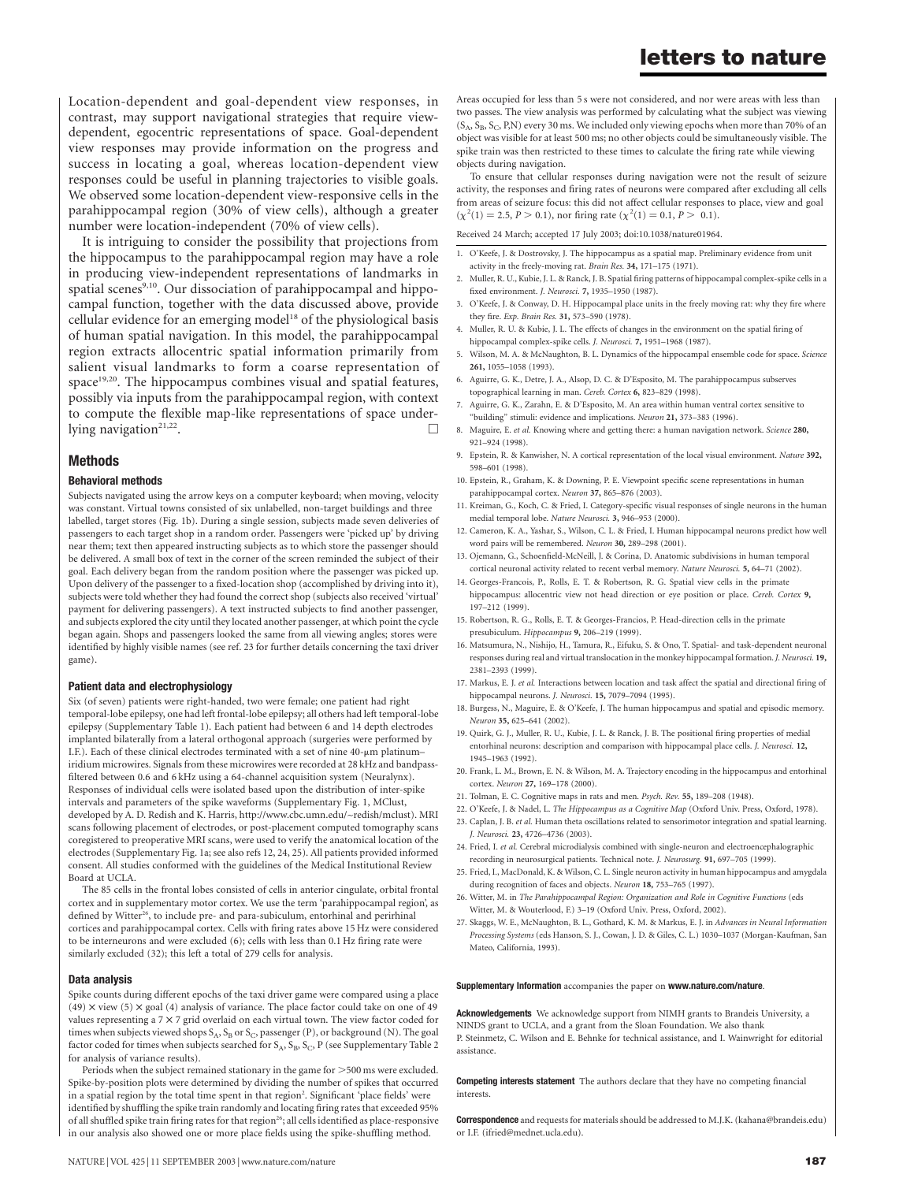Location-dependent and goal-dependent view responses, in contrast, may support navigational strategies that require view-dependent, egocentric representations of space. Goal-dependent view responses may provide information on the progress and success in locating a goal, whereas location-dependent view responses could be useful in planning trajectories to visible goals. We observed some location-dependent view-responsive cells in the parahippocampal region (30% of view cells), although a greater number were location-independent (70% of view cells).

It is intriguing to consider the possibility that projections from the hippocampus to the parahippocampal region may have a role in producing view-independent representations of landmarks in spatial scenes[9,10]. Our dissociation of parahippocampal and hippocampal function, together with the data discussed above, provide cellular evidence for an emerging model[18] of the physiological basis of human spatial navigation. In this model, the parahippocampal region extracts allocentric spatial information primarily from salient visual landmarks to form a coarse representation of space[19,20]. The hippocampus combines visual and spatial features, possibly via inputs from the parahippocampal region, with context to compute the flexible map-like representations of space underlying navigation[21,22]. □

## Methods

### Behavioral methods

Subjects navigated using the arrow keys on a computer keyboard; when moving, velocity was constant. Virtual towns consisted of six unlabelled, non-target buildings and three labelled, target stores (Fig. 1b). During a single session, subjects made seven deliveries of passengers to each target shop in a random order. Passengers were 'picked up' by driving near them; text then appeared instructing subjects as to which store the passenger should be delivered. A small box of text in the corner of the screen reminded the subject of their goal. Each delivery began from the random position where the passenger was picked up. Upon delivery of the passenger to a fixed-location shop (accomplished by driving into it), subjects were told whether they had found the correct shop (subjects also received 'virtual' payment for delivering passengers). A text instructed subjects to find another passenger, and subjects explored the city until they located another passenger, at which point the cycle began again. Shops and passengers looked the same from all viewing angles; stores were identified by highly visible names (see ref. 23 for further details concerning the taxi driver game).

### Patient data and electrophysiology

Six (of seven) patients were right-handed, two were female; one patient had right temporal-lobe epilepsy, one had left frontal-lobe epilepsy; all others had left temporal-lobe epilepsy (Supplementary Table 1). Each patient had between 6 and 14 depth electrodes implanted bilaterally from a lateral orthogonal approach (surgeries were performed by I.F.). Each of these clinical electrodes terminated with a set of nine 40-μm platinum–iridium microwires. Signals from these microwires were recorded at 28 kHz and bandpass-filtered between 0.6 and 6 kHz using a 64-channel acquisition system (Neuralynx). Responses of individual cells were isolated based upon the distribution of inter-spike intervals and parameters of the spike waveforms (Supplementary Fig. 1, MClust, developed by A. D. Redish and K. Harris, http://www.cbc.umn.edu/~redish/mclust). MRI scans following placement of electrodes, or post-placement computed tomography scans coregistered to preoperative MRI scans, were used to verify the anatomical location of the electrodes (Supplementary Fig. 1a; see also refs 12, 24, 25). All patients provided informed consent. All studies conformed with the guidelines of the Medical Institutional Review Board at UCLA.

The 85 cells in the frontal lobes consisted of cells in anterior cingulate, orbital frontal cortex and in supplementary motor cortex. We use the term 'parahippocampal region', as defined by Witter[26], to include pre- and para-subiculum, entorhinal and perirhinal cortices and parahippocampal cortex. Cells with firing rates above 15 Hz were considered to be interneurons and were excluded (6); cells with less than 0.1 Hz firing rate were similarly excluded (32); this left a total of 279 cells for analysis.

### Data analysis

Spike counts during different epochs of the taxi driver game were compared using a place (49) × view (5) × goal (4) analysis of variance. The place factor could take on one of 49 values representing a 7 × 7 grid overlaid on each virtual town. The view factor coded for times when subjects viewed shops $S_A$, $S_B$ or $S_C$, passenger (P), or background (N). The goal factor coded for times when subjects searched for $S_A$, $S_B$, $S_C$, P (see Supplementary Table 2 for analysis of variance results).

Periods when the subject remained stationary in the game for >500 ms were excluded. Spike-by-position plots were determined by dividing the number of spikes that occurred in a spatial region by the total time spent in that region[2]. Significant 'place fields' were identified by shuffling the spike train randomly and locating firing rates that exceeded 95% of all shuffled spike train firing rates for that region[26]; all cells identified as place-responsive in our analysis also showed one or more place fields using the spike-shuffling method. Areas occupied for less than 5 s were not considered, and nor were areas with less than two passes. The view analysis was performed by calculating what the subject was viewing ($S_A$, $S_B$, $S_C$, P,N) every 30 ms. We included only viewing epochs when more than 70% of an object was visible for at least 500 ms; no other objects could be simultaneously visible. The spike train was then restricted to these times to calculate the firing rate while viewing objects during navigation.

To ensure that cellular responses during navigation were not the result of seizure activity, the responses and firing rates of neurons were compared after excluding all cells from areas of seizure focus: this did not affect cellular responses to place, view and goal ($\chi^2(1) = 2.5$, $P > 0.1$), nor firing rate ($\chi^2(1) = 0.1$, $P > 0.1$).

Received 24 March; accepted 17 July 2003; doi:10.1038/nature01964.

1. O'Keefe, J. & Dostrovsky, J. The hippocampus as a spatial map. Preliminary evidence from unit activity in the freely-moving rat. *Brain Res.* **34,** 171–175 (1971).
2. Muller, R. U., Kubie, J. L. & Ranck, J. B. Spatial firing patterns of hippocampal complex-spike cells in a fixed environment. *J. Neurosci.* **7,** 1935–1950 (1987).
3. O'Keefe, J. & Conway, D. H. Hippocampal place units in the freely moving rat: why they fire where they fire. *Exp. Brain Res.* **31,** 573–590 (1978).
4. Muller, R. U. & Kubie, J. L. The effects of changes in the environment on the spatial firing of hippocampal complex-spike cells. *J. Neurosci.* **7,** 1951–1968 (1987).
5. Wilson, M. A. & McNaughton, B. L. Dynamics of the hippocampal ensemble code for space. *Science* **261,** 1055–1058 (1993).
6. Aguirre, G. K., Detre, J. A., Alsop, D. C. & D'Esposito, M. The parahippocampus subserves topographical learning in man. *Cereb. Cortex* **6,** 823–829 (1998).
7. Aguirre, G. K., Zarahn, E. & D'Esposito, M. An area within human ventral cortex sensitive to "building" stimuli: evidence and implications. *Neuron* **21,** 373–383 (1996).
8. Maguire, E. *et al.* Knowing where and getting there: a human navigation network. *Science* **280,** 921–924 (1998).
9. Epstein, R. & Kanwisher, N. A cortical representation of the local visual environment. *Nature* **392,** 598–601 (1998).
10. Epstein, R., Graham, K. & Downing, P. E. Viewpoint specific scene representations in human parahippocampal cortex. *Neuron* **37,** 865–876 (2003).
11. Kreiman, G., Koch, C. & Fried, I. Category-specific visual responses of single neurons in the human medial temporal lobe. *Nature Neurosci.* **3,** 946–953 (2000).
12. Cameron, K. A., Yashar, S., Wilson, C. L. & Fried, I. Human hippocampal neurons predict how well word pairs will be remembered. *Neuron* **30,** 289–298 (2001).
13. Ojemann, G., Schoenfield-McNeill, J. & Corina, D. Anatomic subdivisions in human temporal cortical neuronal activity related to recent verbal memory. *Nature Neurosci.* **5,** 64–71 (2002).
14. Georges-Francois, P., Rolls, E. T. & Robertson, R. G. Spatial view cells in the primate hippocampus: allocentric view not head direction or eye position or place. *Cereb. Cortex* **9,** 197–212 (1999).
15. Robertson, R. G., Rolls, E. T. & Georges-Francios, P. Head-direction cells in the primate presubiculum. *Hippocampus* **9,** 206–219 (1999).
16. Matsumura, N., Nishijo, H., Tamura, R., Eifuku, S. & Ono, T. Spatial- and task-dependent neuronal responses during real and virtual translocation in the monkey hippocampal formation. *J. Neurosci.* **19,** 2381–2393 (1999).
17. Markus, E. J. *et al.* Interactions between location and task affect the spatial and directional firing of hippocampal neurons. *J. Neurosci.* **15,** 7079–7094 (1995).
18. Burgess, N., Maguire, E. & O'Keefe, J. The human hippocampus and spatial and episodic memory. *Neuron* **35,** 625–641 (2002).
19. Quirk, G. J., Muller, R. U., Kubie, J. L. & Ranck, J. B. The positional firing properties of medial entorhinal neurons: description and comparison with hippocampal place cells. *J. Neurosci.* **12,** 1945–1963 (1992).
20. Frank, L. M., Brown, E. N. & Wilson, M. A. Trajectory encoding in the hippocampus and entorhinal cortex. *Neuron* **27,** 169–178 (2000).
21. Tolman, E. C. Cognitive maps in rats and men. *Psych. Rev.* **55,** 189–208 (1948).
22. O'Keefe, J. & Nadel, L. *The Hippocampus as a Cognitive Map* (Oxford Univ. Press, Oxford, 1978).
23. Caplan, J. B. *et al.* Human theta oscillations related to sensorimotor integration and spatial learning. *J. Neurosci.* **23,** 4726–4736 (2003).
24. Fried, I. *et al.* Cerebral microdialysis combined with single-neuron and electroencephalographic recording in neurosurgical patients. Technical note. *J. Neurosurg.* **91,** 697–705 (1999).
25. Fried, I., MacDonald, K. & Wilson, C. L. Single neuron activity in human hippocampus and amygdala during recognition of faces and objects. *Neuron* **18,** 753–765 (1997).
26. Witter, M. in *The Parahippocampal Region: Organization and Role in Cognitive Functions* (eds Witter, M. & Wouterlood, F.) 3–19 (Oxford Univ. Press, Oxford, 2002).
27. Skaggs, W. E., McNaughton, B. L., Gothard, K. M. & Markus, E. J. in *Advances in Neural Information Processing Systems* (eds Hanson, S. J., Cowan, J. D. & Giles, C. L.) 1030–1037 (Morgan-Kaufman, San Mateo, California, 1993).

**Supplementary Information** accompanies the paper on **www.nature.com/nature**.

**Acknowledgements** We acknowledge support from NIMH grants to Brandeis University, a NINDS grant to UCLA, and a grant from the Sloan Foundation. We also thank P. Steinmetz, C. Wilson and E. Behnke for technical assistance, and I. Wainwright for editorial assistance.

**Competing interests statement** The authors declare that they have no competing financial interests.

**Correspondence** and requests for materials should be addressed to M.J.K. (kahana@brandeis.edu) or I.F. (ifried@mednet.ucla.edu).